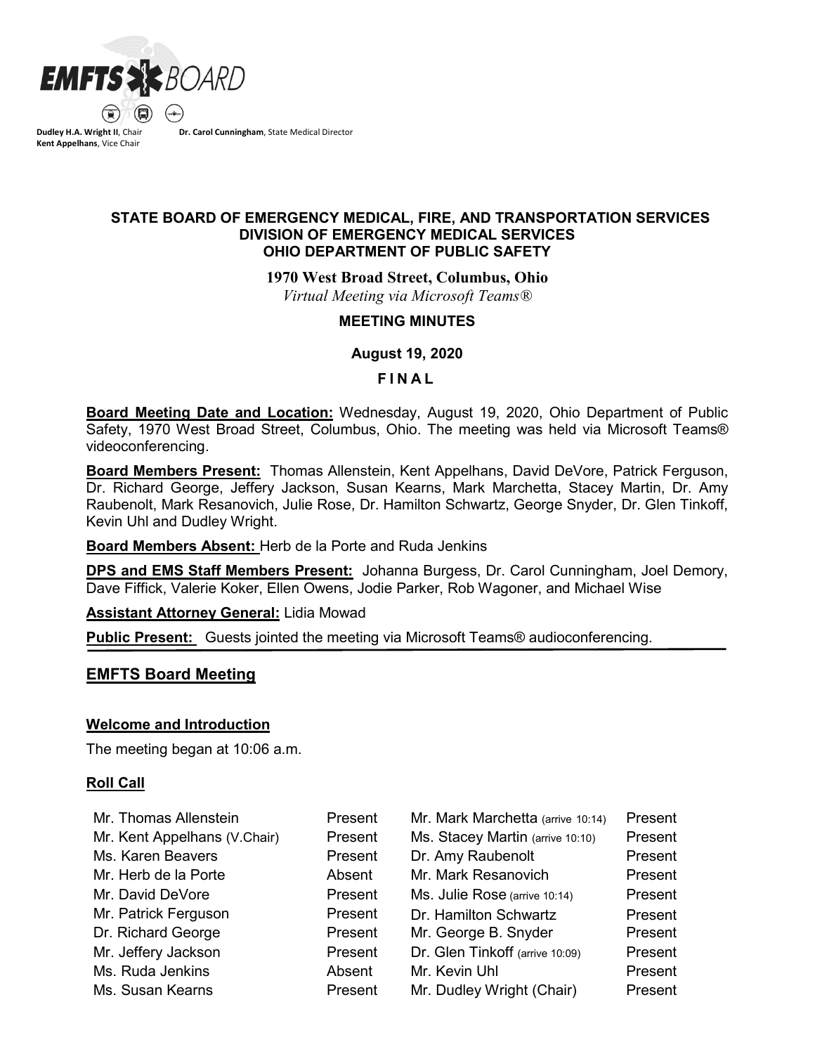**Dudley H.A. Wright II**, Chair **Dr. Carol Cunningham**, State Medical Director
**Kent Appelhans**, Vice Chair

**STATE BOARD OF EMERGENCY MEDICAL, FIRE, AND TRANSPORTATION SERVICES**
**DIVISION OF EMERGENCY MEDICAL SERVICES**
**OHIO DEPARTMENT OF PUBLIC SAFETY**

**1970 West Broad Street, Columbus, Ohio**
*Virtual Meeting via Microsoft Teams®*

**MEETING MINUTES**

**August 19, 2020**

**F I N A L**

**Board Meeting Date and Location:** Wednesday, August 19, 2020, Ohio Department of Public Safety, 1970 West Broad Street, Columbus, Ohio. The meeting was held via Microsoft Teams® videoconferencing.

**Board Members Present:** Thomas Allenstein, Kent Appelhans, David DeVore, Patrick Ferguson, Dr. Richard George, Jeffery Jackson, Susan Kearns, Mark Marchetta, Stacey Martin, Dr. Amy Raubenolt, Mark Resanovich, Julie Rose, Dr. Hamilton Schwartz, George Snyder, Dr. Glen Tinkoff, Kevin Uhl and Dudley Wright.

**Board Members Absent:** Herb de la Porte and Ruda Jenkins

**DPS and EMS Staff Members Present:** Johanna Burgess, Dr. Carol Cunningham, Joel Demory, Dave Fiffick, Valerie Koker, Ellen Owens, Jodie Parker, Rob Wagoner, and Michael Wise

**Assistant Attorney General:** Lidia Mowad

**Public Present:** Guests jointed the meeting via Microsoft Teams® audioconferencing.

## EMFTS Board Meeting

### Welcome and Introduction

The meeting began at 10:06 a.m.

### Roll Call

| | | | |
|---|---|---|---|
| Mr. Thomas Allenstein | Present | Mr. Mark Marchetta (arrive 10:14) | Present |
| Mr. Kent Appelhans (V.Chair) | Present | Ms. Stacey Martin (arrive 10:10) | Present |
| Ms. Karen Beavers | Present | Dr. Amy Raubenolt | Present |
| Mr. Herb de la Porte | Absent | Mr. Mark Resanovich | Present |
| Mr. David DeVore | Present | Ms. Julie Rose (arrive 10:14) | Present |
| Mr. Patrick Ferguson | Present | Dr. Hamilton Schwartz | Present |
| Dr. Richard George | Present | Mr. George B. Snyder | Present |
| Mr. Jeffery Jackson | Present | Dr. Glen Tinkoff (arrive 10:09) | Present |
| Ms. Ruda Jenkins | Absent | Mr. Kevin Uhl | Present |
| Ms. Susan Kearns | Present | Mr. Dudley Wright (Chair) | Present |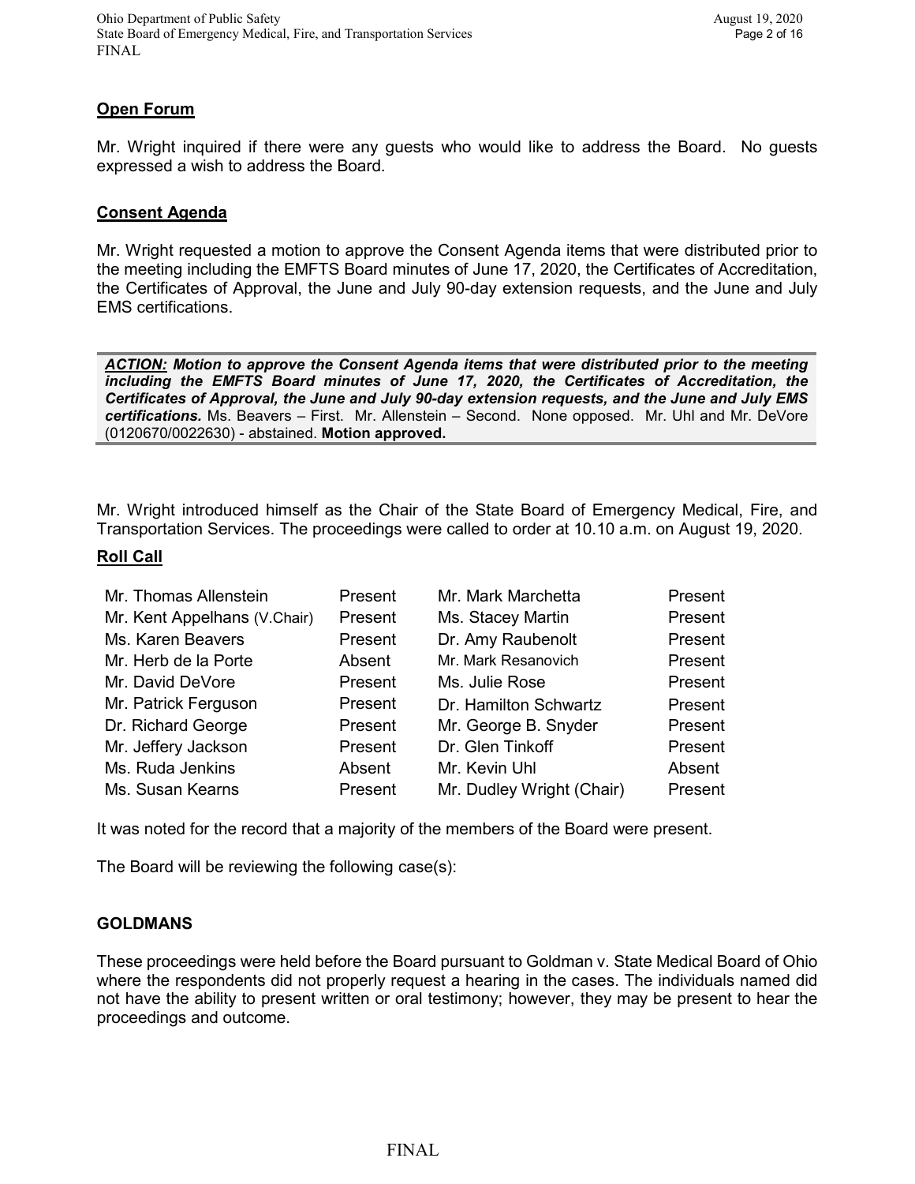## Open Forum

Mr. Wright inquired if there were any guests who would like to address the Board. No guests expressed a wish to address the Board.

## Consent Agenda

Mr. Wright requested a motion to approve the Consent Agenda items that were distributed prior to the meeting including the EMFTS Board minutes of June 17, 2020, the Certificates of Accreditation, the Certificates of Approval, the June and July 90-day extension requests, and the June and July EMS certifications.

***ACTION:* Motion to approve the Consent Agenda items that were distributed prior to the meeting including the EMFTS Board minutes of June 17, 2020, the Certificates of Accreditation, the Certificates of Approval, the June and July 90-day extension requests, and the June and July EMS certifications.** Ms. Beavers – First. Mr. Allenstein – Second. None opposed. Mr. Uhl and Mr. DeVore (0120670/0022630) - abstained. **Motion approved.**

Mr. Wright introduced himself as the Chair of the State Board of Emergency Medical, Fire, and Transportation Services. The proceedings were called to order at 10.10 a.m. on August 19, 2020.

## Roll Call

| | | | |
|---|---|---|---|
| Mr. Thomas Allenstein | Present | Mr. Mark Marchetta | Present |
| Mr. Kent Appelhans (V.Chair) | Present | Ms. Stacey Martin | Present |
| Ms. Karen Beavers | Present | Dr. Amy Raubenolt | Present |
| Mr. Herb de la Porte | Absent | Mr. Mark Resanovich | Present |
| Mr. David DeVore | Present | Ms. Julie Rose | Present |
| Mr. Patrick Ferguson | Present | Dr. Hamilton Schwartz | Present |
| Dr. Richard George | Present | Mr. George B. Snyder | Present |
| Mr. Jeffery Jackson | Present | Dr. Glen Tinkoff | Present |
| Ms. Ruda Jenkins | Absent | Mr. Kevin Uhl | Absent |
| Ms. Susan Kearns | Present | Mr. Dudley Wright (Chair) | Present |

It was noted for the record that a majority of the members of the Board were present.

The Board will be reviewing the following case(s):

## GOLDMANS

These proceedings were held before the Board pursuant to Goldman v. State Medical Board of Ohio where the respondents did not properly request a hearing in the cases. The individuals named did not have the ability to present written or oral testimony; however, they may be present to hear the proceedings and outcome.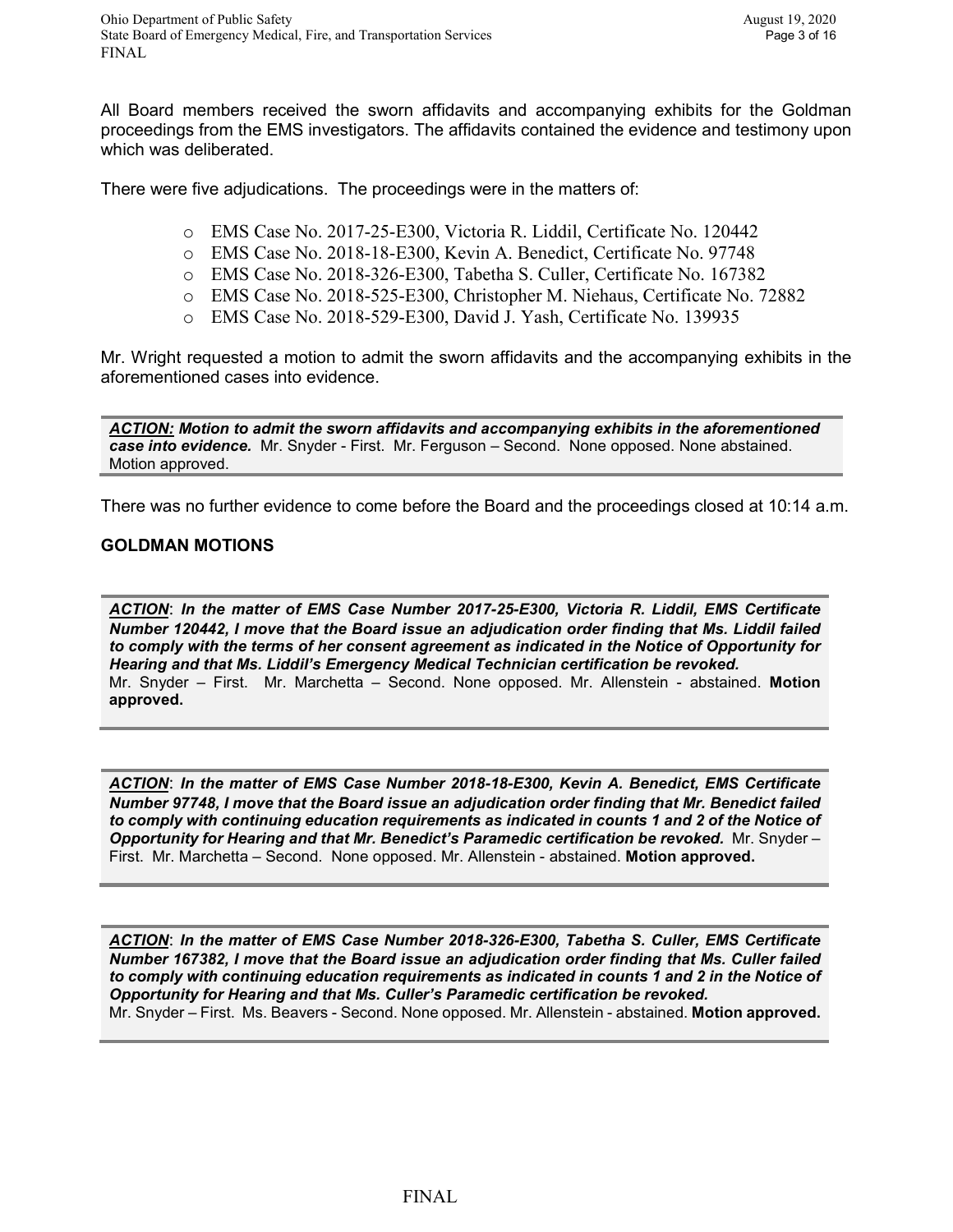All Board members received the sworn affidavits and accompanying exhibits for the Goldman proceedings from the EMS investigators. The affidavits contained the evidence and testimony upon which was deliberated.

There were five adjudications. The proceedings were in the matters of:

- EMS Case No. 2017-25-E300, Victoria R. Liddil, Certificate No. 120442
- EMS Case No. 2018-18-E300, Kevin A. Benedict, Certificate No. 97748
- EMS Case No. 2018-326-E300, Tabetha S. Culler, Certificate No. 167382
- EMS Case No. 2018-525-E300, Christopher M. Niehaus, Certificate No. 72882
- EMS Case No. 2018-529-E300, David J. Yash, Certificate No. 139935

Mr. Wright requested a motion to admit the sworn affidavits and the accompanying exhibits in the aforementioned cases into evidence.

***ACTION:* Motion to admit the sworn affidavits and accompanying exhibits in the aforementioned case into evidence.** Mr. Snyder - First. Mr. Ferguson – Second. None opposed. None abstained. Motion approved.

There was no further evidence to come before the Board and the proceedings closed at 10:14 a.m.

**GOLDMAN MOTIONS**

***ACTION*: *In the matter of EMS Case Number 2017-25-E300, Victoria R. Liddil, EMS Certificate Number 120442, I move that the Board issue an adjudication order finding that Ms. Liddil failed to comply with the terms of her consent agreement as indicated in the Notice of Opportunity for Hearing and that Ms. Liddil's Emergency Medical Technician certification be revoked.***
Mr. Snyder – First. Mr. Marchetta – Second. None opposed. Mr. Allenstein - abstained. **Motion approved.**

***ACTION*: *In the matter of EMS Case Number 2018-18-E300, Kevin A. Benedict, EMS Certificate Number 97748, I move that the Board issue an adjudication order finding that Mr. Benedict failed to comply with continuing education requirements as indicated in counts 1 and 2 of the Notice of Opportunity for Hearing and that Mr. Benedict's Paramedic certification be revoked.*** Mr. Snyder – First. Mr. Marchetta – Second. None opposed. Mr. Allenstein - abstained. **Motion approved.**

***ACTION*: *In the matter of EMS Case Number 2018-326-E300, Tabetha S. Culler, EMS Certificate Number 167382, I move that the Board issue an adjudication order finding that Ms. Culler failed to comply with continuing education requirements as indicated in counts 1 and 2 in the Notice of Opportunity for Hearing and that Ms. Culler's Paramedic certification be revoked.***
Mr. Snyder – First. Ms. Beavers - Second. None opposed. Mr. Allenstein - abstained. **Motion approved.**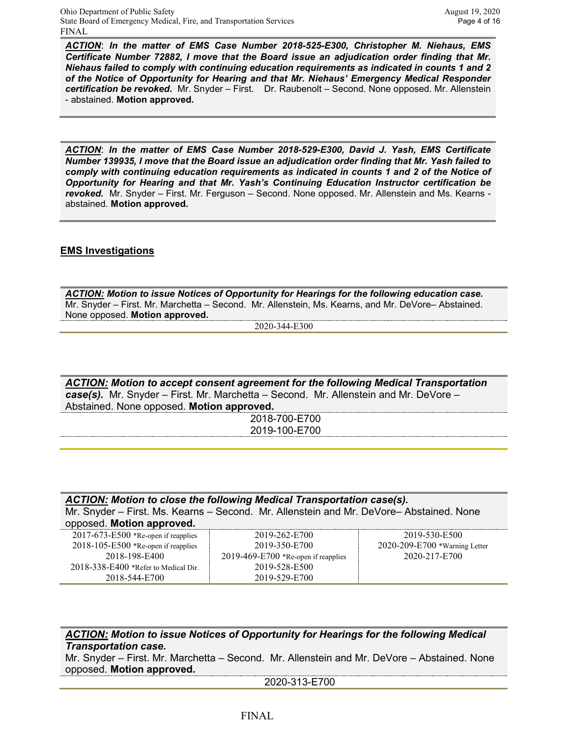***ACTION***: ***In the matter of EMS Case Number 2018-525-E300, Christopher M. Niehaus, EMS Certificate Number 72882, I move that the Board issue an adjudication order finding that Mr. Niehaus failed to comply with continuing education requirements as indicated in counts 1 and 2 of the Notice of Opportunity for Hearing and that Mr. Niehaus' Emergency Medical Responder certification be revoked.*** Mr. Snyder – First. Dr. Raubenolt – Second. None opposed. Mr. Allenstein - abstained. **Motion approved.**

***ACTION***: ***In the matter of EMS Case Number 2018-529-E300, David J. Yash, EMS Certificate Number 139935, I move that the Board issue an adjudication order finding that Mr. Yash failed to comply with continuing education requirements as indicated in counts 1 and 2 of the Notice of Opportunity for Hearing and that Mr. Yash's Continuing Education Instructor certification be revoked.*** Mr. Snyder – First. Mr. Ferguson – Second. None opposed. Mr. Allenstein and Ms. Kearns - abstained. **Motion approved.**

## EMS Investigations

***ACTION:*** ***Motion to issue Notices of Opportunity for Hearings for the following education case.*** Mr. Snyder – First. Mr. Marchetta – Second. Mr. Allenstein, Ms. Kearns, and Mr. DeVore– Abstained. None opposed. **Motion approved.**

2020-344-E300

***ACTION:*** ***Motion to accept consent agreement for the following Medical Transportation case(s).*** Mr. Snyder – First. Mr. Marchetta – Second. Mr. Allenstein and Mr. DeVore – Abstained. None opposed. **Motion approved.**

2018-700-E700
2019-100-E700

***ACTION:*** ***Motion to close the following Medical Transportation case(s).*** Mr. Snyder – First. Ms. Kearns – Second. Mr. Allenstein and Mr. DeVore– Abstained. None opposed. **Motion approved.**

| | | |
|---|---|---|
| 2017-673-E500 *Re-open if reapplies | 2019-262-E700 | 2019-530-E500 |
| 2018-105-E500 *Re-open if reapplies | 2019-350-E700 | 2020-209-E700 *Warning Letter |
| 2018-198-E400 | 2019-469-E700 *Re-open if reapplies | 2020-217-E700 |
| 2018-338-E400 *Refer to Medical Dir. | 2019-528-E500 | |
| 2018-544-E700 | 2019-529-E700 | |

***ACTION:*** ***Motion to issue Notices of Opportunity for Hearings for the following Medical Transportation case.***
Mr. Snyder – First. Mr. Marchetta – Second. Mr. Allenstein and Mr. DeVore – Abstained. None opposed. **Motion approved.**

2020-313-E700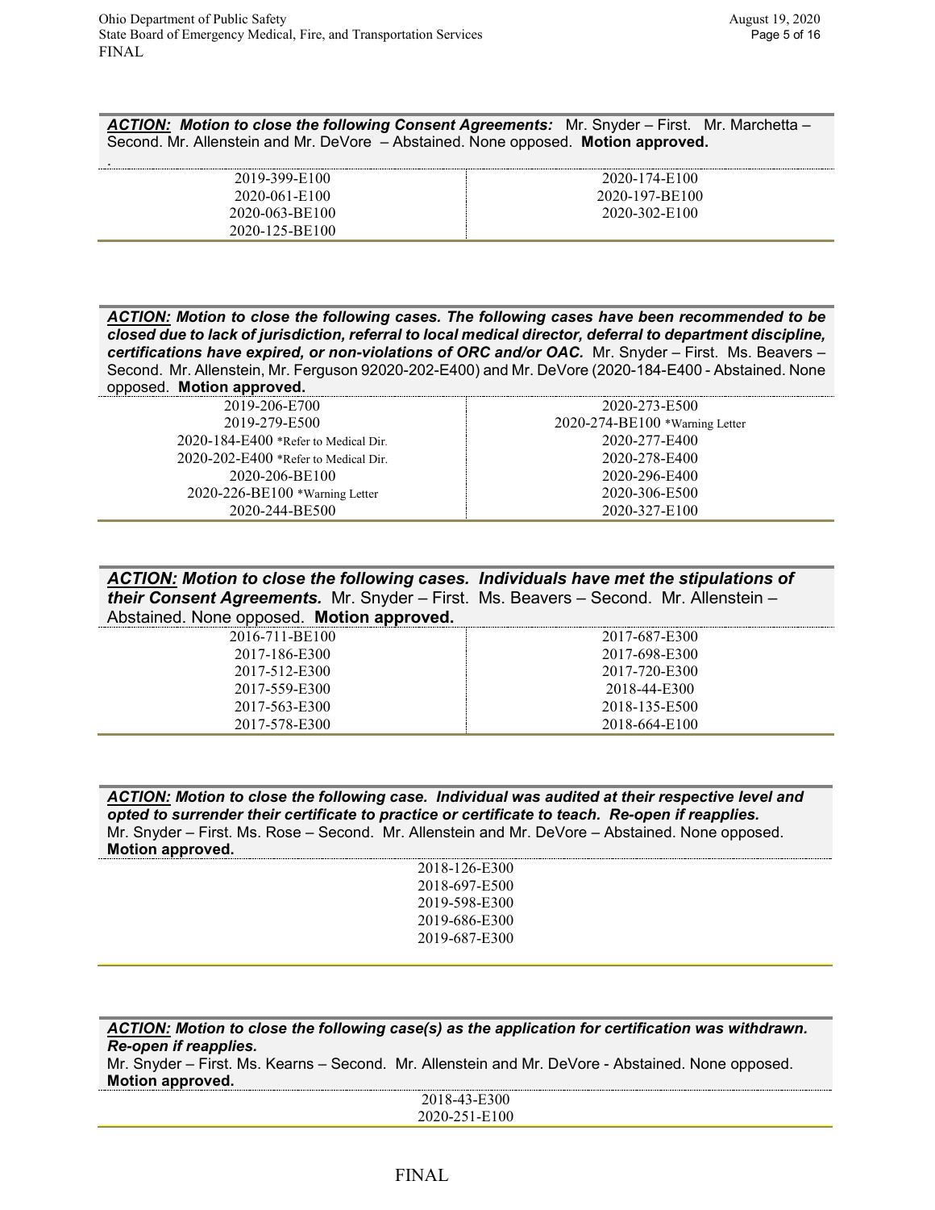**_ACTION:_ *Motion to close the following Consent Agreements:*** Mr. Snyder – First. Mr. Marchetta – Second. Mr. Allenstein and Mr. DeVore – Abstained. None opposed. **Motion approved.**

.

| | |
|---|---|
| 2019-399-E100 | 2020-174-E100 |
| 2020-061-E100 | 2020-197-BE100 |
| 2020-063-BE100 | 2020-302-E100 |
| 2020-125-BE100 | |

**_ACTION:_ *Motion to close the following cases. The following cases have been recommended to be closed due to lack of jurisdiction, referral to local medical director, deferral to department discipline, certifications have expired, or non-violations of ORC and/or OAC.*** Mr. Snyder – First. Ms. Beavers – Second. Mr. Allenstein, Mr. Ferguson 92020-202-E400) and Mr. DeVore (2020-184-E400 - Abstained. None opposed. **Motion approved.**

| | |
|---|---|
| 2019-206-E700 | 2020-273-E500 |
| 2019-279-E500 | 2020-274-BE100 *Warning Letter |
| 2020-184-E400 *Refer to Medical Dir. | 2020-277-E400 |
| 2020-202-E400 *Refer to Medical Dir. | 2020-278-E400 |
| 2020-206-BE100 | 2020-296-E400 |
| 2020-226-BE100 *Warning Letter | 2020-306-E500 |
| 2020-244-BE500 | 2020-327-E100 |

**_ACTION:_ *Motion to close the following cases. Individuals have met the stipulations of their Consent Agreements.*** Mr. Snyder – First. Ms. Beavers – Second. Mr. Allenstein – Abstained. None opposed. **Motion approved.**

| | |
|---|---|
| 2016-711-BE100 | 2017-687-E300 |
| 2017-186-E300 | 2017-698-E300 |
| 2017-512-E300 | 2017-720-E300 |
| 2017-559-E300 | 2018-44-E300 |
| 2017-563-E300 | 2018-135-E500 |
| 2017-578-E300 | 2018-664-E100 |

**_ACTION:_ *Motion to close the following case. Individual was audited at their respective level and opted to surrender their certificate to practice or certificate to teach. Re-open if reapplies.***
Mr. Snyder – First. Ms. Rose – Second. Mr. Allenstein and Mr. DeVore – Abstained. None opposed. **Motion approved.**

2018-126-E300
2018-697-E500
2019-598-E300
2019-686-E300
2019-687-E300

**_ACTION:_ *Motion to close the following case(s) as the application for certification was withdrawn. Re-open if reapplies.***
Mr. Snyder – First. Ms. Kearns – Second. Mr. Allenstein and Mr. DeVore - Abstained. None opposed. **Motion approved.**

2018-43-E300
2020-251-E100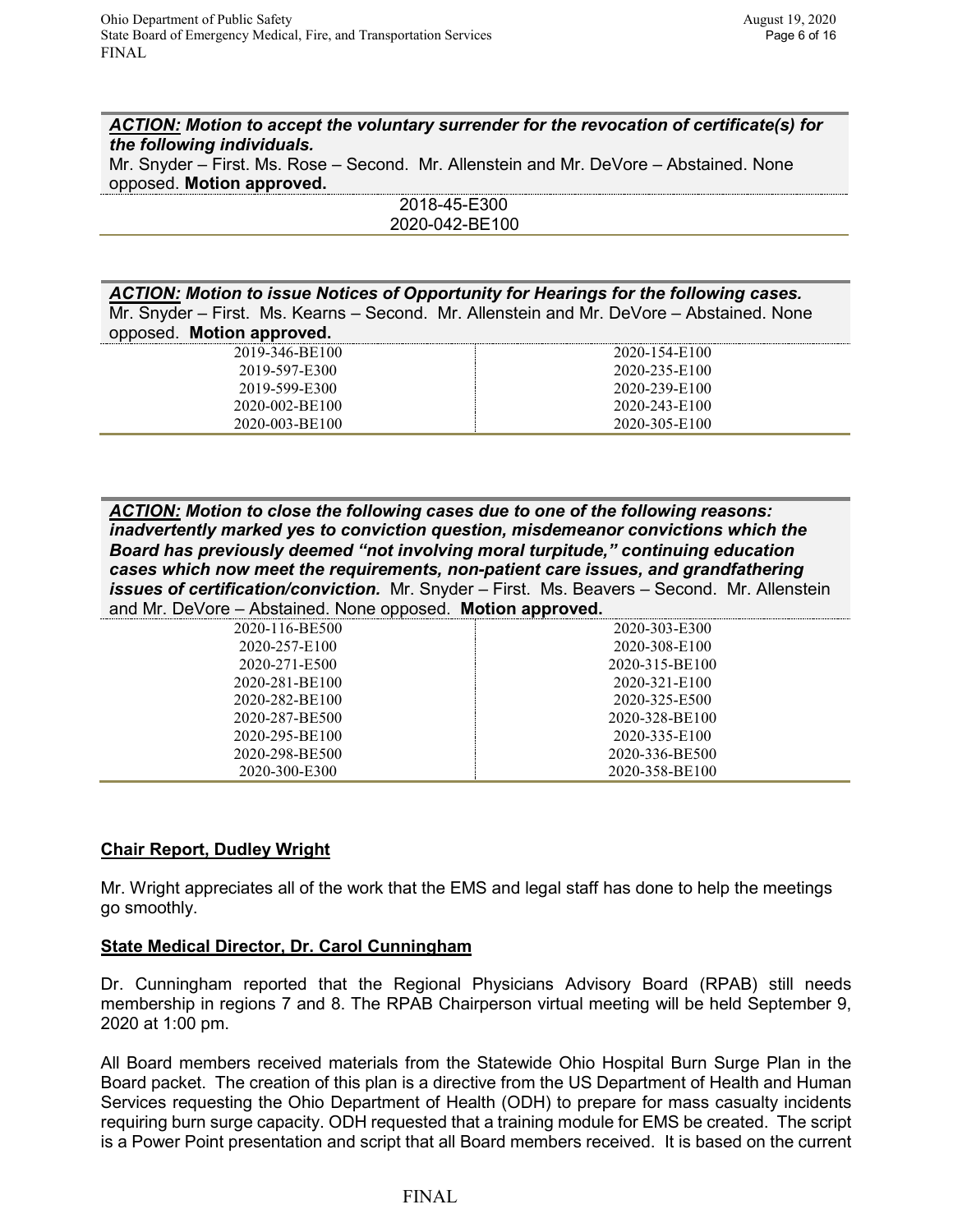***ACTION:*** ***Motion to accept the voluntary surrender for the revocation of certificate(s) for the following individuals.***
Mr. Snyder – First. Ms. Rose – Second. Mr. Allenstein and Mr. DeVore – Abstained. None opposed. **Motion approved.**

2018-45-E300
2020-042-BE100

***ACTION:*** ***Motion to issue Notices of Opportunity for Hearings for the following cases.***
Mr. Snyder – First. Ms. Kearns – Second. Mr. Allenstein and Mr. DeVore – Abstained. None opposed. **Motion approved.**

| | |
|---|---|
| 2019-346-BE100 | 2020-154-E100 |
| 2019-597-E300 | 2020-235-E100 |
| 2019-599-E300 | 2020-239-E100 |
| 2020-002-BE100 | 2020-243-E100 |
| 2020-003-BE100 | 2020-305-E100 |

***ACTION:*** ***Motion to close the following cases due to one of the following reasons: inadvertently marked yes to conviction question, misdemeanor convictions which the Board has previously deemed "not involving moral turpitude," continuing education cases which now meet the requirements, non-patient care issues, and grandfathering issues of certification/conviction.*** Mr. Snyder – First. Ms. Beavers – Second. Mr. Allenstein and Mr. DeVore – Abstained. None opposed. **Motion approved.**

| | |
|---|---|
| 2020-116-BE500 | 2020-303-E300 |
| 2020-257-E100 | 2020-308-E100 |
| 2020-271-E500 | 2020-315-BE100 |
| 2020-281-BE100 | 2020-321-E100 |
| 2020-282-BE100 | 2020-325-E500 |
| 2020-287-BE500 | 2020-328-BE100 |
| 2020-295-BE100 | 2020-335-E100 |
| 2020-298-BE500 | 2020-336-BE500 |
| 2020-300-E300 | 2020-358-BE100 |

**Chair Report, Dudley Wright**

Mr. Wright appreciates all of the work that the EMS and legal staff has done to help the meetings go smoothly.

**State Medical Director, Dr. Carol Cunningham**

Dr. Cunningham reported that the Regional Physicians Advisory Board (RPAB) still needs membership in regions 7 and 8. The RPAB Chairperson virtual meeting will be held September 9, 2020 at 1:00 pm.

All Board members received materials from the Statewide Ohio Hospital Burn Surge Plan in the Board packet. The creation of this plan is a directive from the US Department of Health and Human Services requesting the Ohio Department of Health (ODH) to prepare for mass casualty incidents requiring burn surge capacity. ODH requested that a training module for EMS be created. The script is a Power Point presentation and script that all Board members received. It is based on the current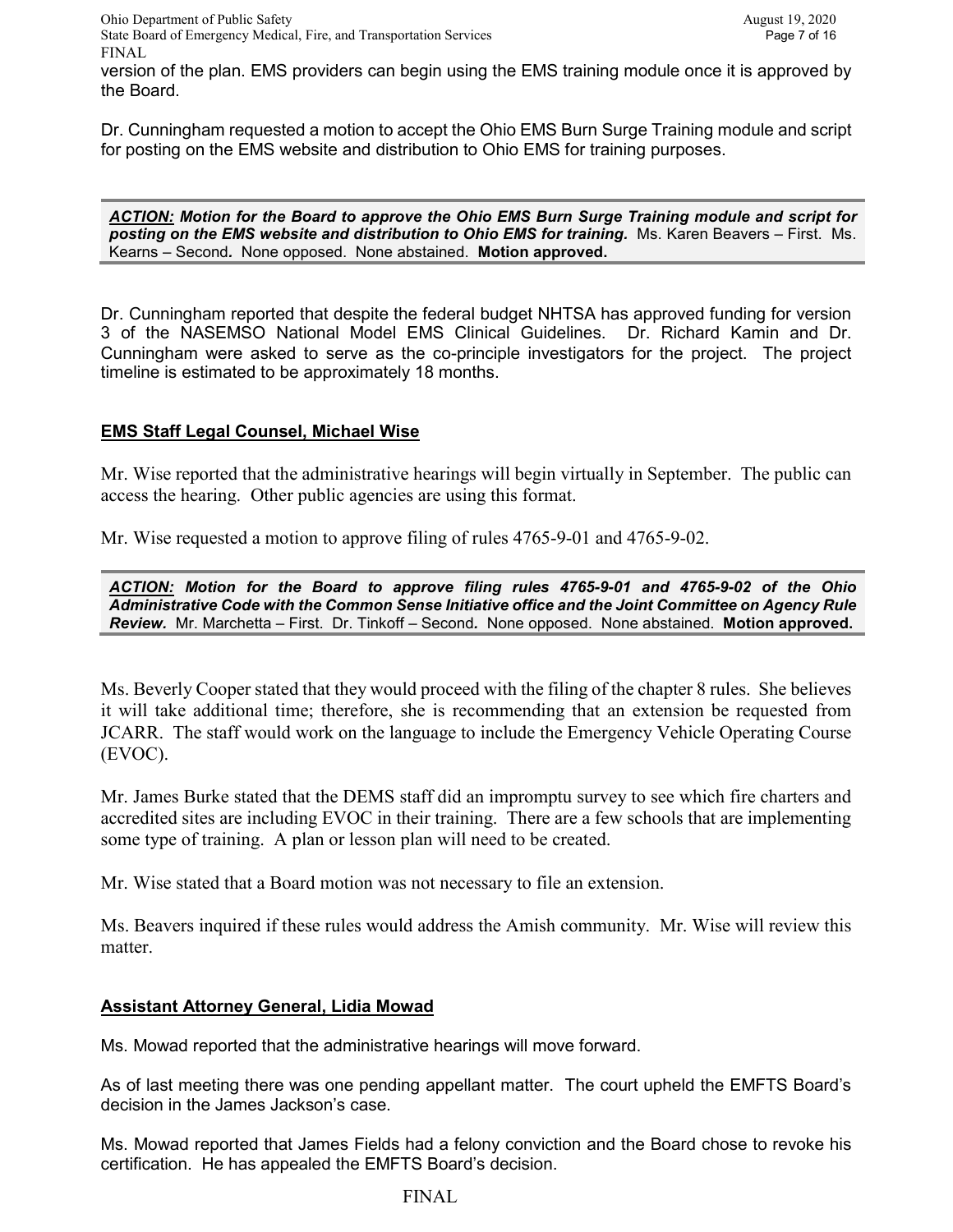version of the plan. EMS providers can begin using the EMS training module once it is approved by the Board.

Dr. Cunningham requested a motion to accept the Ohio EMS Burn Surge Training module and script for posting on the EMS website and distribution to Ohio EMS for training purposes.

> ***ACTION:*** ***Motion for the Board to approve the Ohio EMS Burn Surge Training module and script for posting on the EMS website and distribution to Ohio EMS for training.*** Ms. Karen Beavers – First. Ms. Kearns – Second**.** None opposed. None abstained. **Motion approved.**

Dr. Cunningham reported that despite the federal budget NHTSA has approved funding for version 3 of the NASEMSO National Model EMS Clinical Guidelines. Dr. Richard Kamin and Dr. Cunningham were asked to serve as the co-principle investigators for the project. The project timeline is estimated to be approximately 18 months.

## EMS Staff Legal Counsel, Michael Wise

Mr. Wise reported that the administrative hearings will begin virtually in September. The public can access the hearing. Other public agencies are using this format.

Mr. Wise requested a motion to approve filing of rules 4765-9-01 and 4765-9-02.

> ***ACTION:*** ***Motion for the Board to approve filing rules 4765-9-01 and 4765-9-02 of the Ohio Administrative Code with the Common Sense Initiative office and the Joint Committee on Agency Rule Review.*** Mr. Marchetta – First. Dr. Tinkoff – Second**.** None opposed. None abstained. **Motion approved.**

Ms. Beverly Cooper stated that they would proceed with the filing of the chapter 8 rules. She believes it will take additional time; therefore, she is recommending that an extension be requested from JCARR. The staff would work on the language to include the Emergency Vehicle Operating Course (EVOC).

Mr. James Burke stated that the DEMS staff did an impromptu survey to see which fire charters and accredited sites are including EVOC in their training. There are a few schools that are implementing some type of training. A plan or lesson plan will need to be created.

Mr. Wise stated that a Board motion was not necessary to file an extension.

Ms. Beavers inquired if these rules would address the Amish community. Mr. Wise will review this matter.

## Assistant Attorney General, Lidia Mowad

Ms. Mowad reported that the administrative hearings will move forward.

As of last meeting there was one pending appellant matter. The court upheld the EMFTS Board's decision in the James Jackson's case.

Ms. Mowad reported that James Fields had a felony conviction and the Board chose to revoke his certification. He has appealed the EMFTS Board's decision.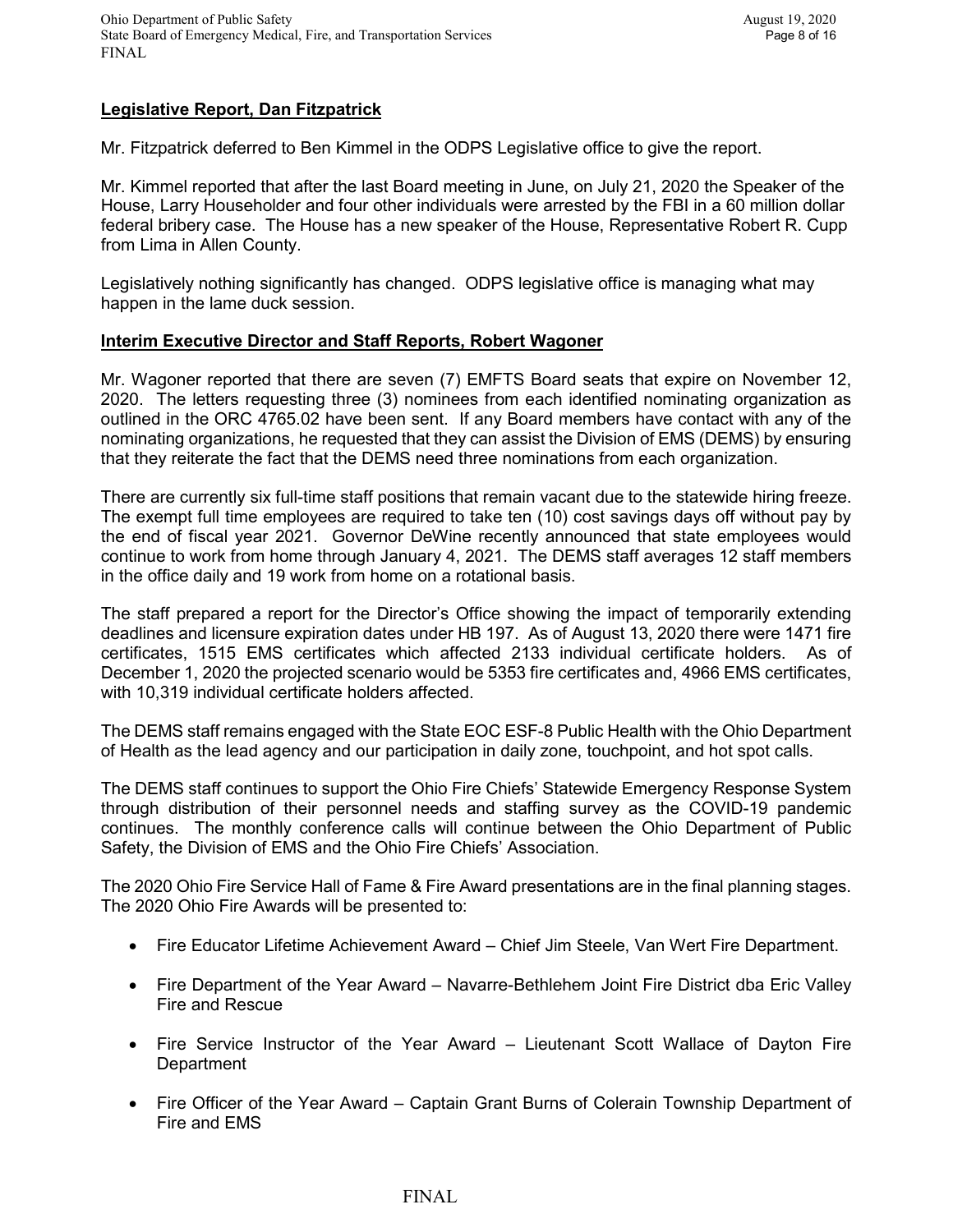**Legislative Report, Dan Fitzpatrick**

Mr. Fitzpatrick deferred to Ben Kimmel in the ODPS Legislative office to give the report.

Mr. Kimmel reported that after the last Board meeting in June, on July 21, 2020 the Speaker of the House, Larry Householder and four other individuals were arrested by the FBI in a 60 million dollar federal bribery case. The House has a new speaker of the House, Representative Robert R. Cupp from Lima in Allen County.

Legislatively nothing significantly has changed. ODPS legislative office is managing what may happen in the lame duck session.

**Interim Executive Director and Staff Reports, Robert Wagoner**

Mr. Wagoner reported that there are seven (7) EMFTS Board seats that expire on November 12, 2020. The letters requesting three (3) nominees from each identified nominating organization as outlined in the ORC 4765.02 have been sent. If any Board members have contact with any of the nominating organizations, he requested that they can assist the Division of EMS (DEMS) by ensuring that they reiterate the fact that the DEMS need three nominations from each organization.

There are currently six full-time staff positions that remain vacant due to the statewide hiring freeze. The exempt full time employees are required to take ten (10) cost savings days off without pay by the end of fiscal year 2021. Governor DeWine recently announced that state employees would continue to work from home through January 4, 2021. The DEMS staff averages 12 staff members in the office daily and 19 work from home on a rotational basis.

The staff prepared a report for the Director's Office showing the impact of temporarily extending deadlines and licensure expiration dates under HB 197. As of August 13, 2020 there were 1471 fire certificates, 1515 EMS certificates which affected 2133 individual certificate holders. As of December 1, 2020 the projected scenario would be 5353 fire certificates and, 4966 EMS certificates, with 10,319 individual certificate holders affected.

The DEMS staff remains engaged with the State EOC ESF-8 Public Health with the Ohio Department of Health as the lead agency and our participation in daily zone, touchpoint, and hot spot calls.

The DEMS staff continues to support the Ohio Fire Chiefs' Statewide Emergency Response System through distribution of their personnel needs and staffing survey as the COVID-19 pandemic continues. The monthly conference calls will continue between the Ohio Department of Public Safety, the Division of EMS and the Ohio Fire Chiefs' Association.

The 2020 Ohio Fire Service Hall of Fame & Fire Award presentations are in the final planning stages. The 2020 Ohio Fire Awards will be presented to:

- Fire Educator Lifetime Achievement Award – Chief Jim Steele, Van Wert Fire Department.
- Fire Department of the Year Award – Navarre-Bethlehem Joint Fire District dba Eric Valley Fire and Rescue
- Fire Service Instructor of the Year Award – Lieutenant Scott Wallace of Dayton Fire Department
- Fire Officer of the Year Award – Captain Grant Burns of Colerain Township Department of Fire and EMS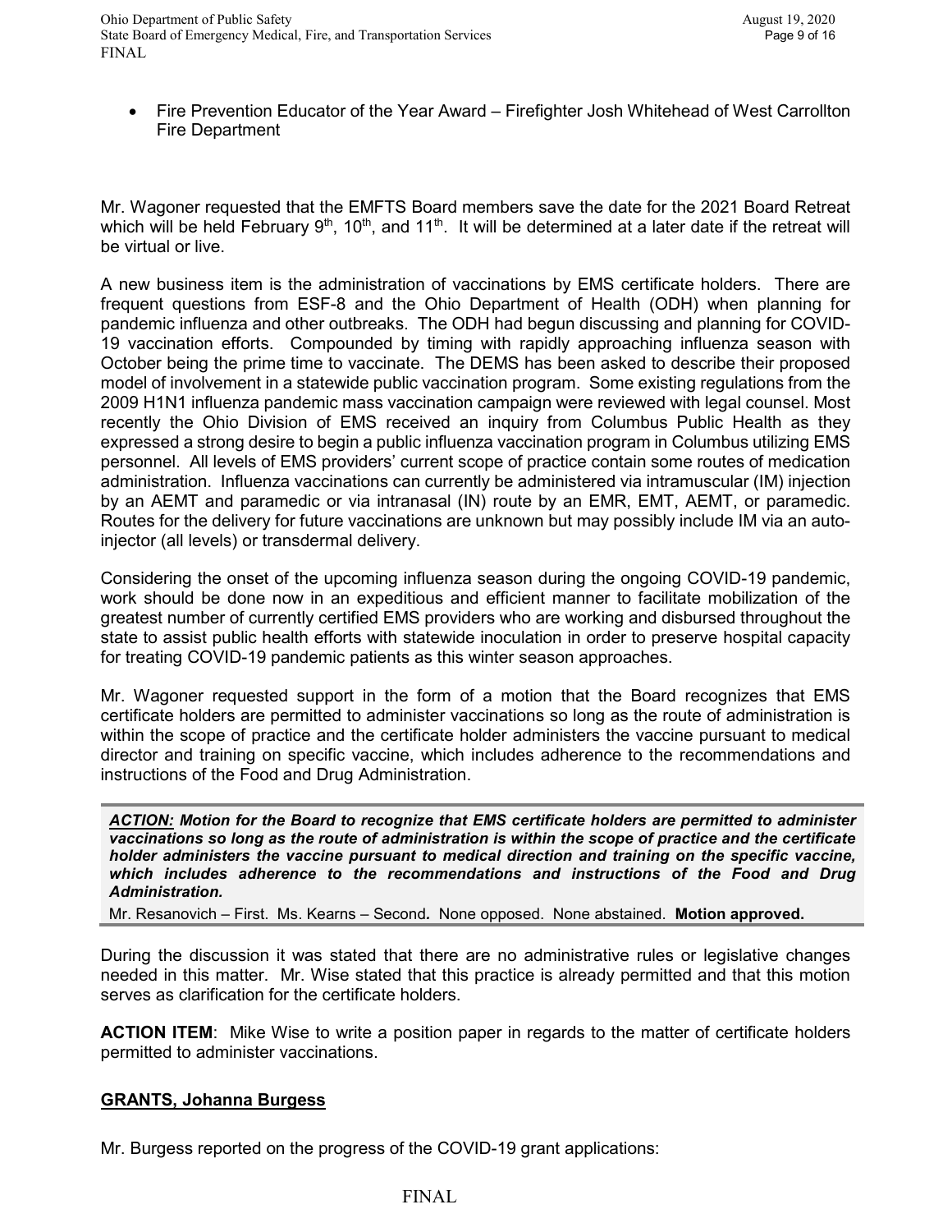- Fire Prevention Educator of the Year Award – Firefighter Josh Whitehead of West Carrollton Fire Department

Mr. Wagoner requested that the EMFTS Board members save the date for the 2021 Board Retreat which will be held February 9th, 10th, and 11th. It will be determined at a later date if the retreat will be virtual or live.

A new business item is the administration of vaccinations by EMS certificate holders. There are frequent questions from ESF-8 and the Ohio Department of Health (ODH) when planning for pandemic influenza and other outbreaks. The ODH had begun discussing and planning for COVID-19 vaccination efforts. Compounded by timing with rapidly approaching influenza season with October being the prime time to vaccinate. The DEMS has been asked to describe their proposed model of involvement in a statewide public vaccination program. Some existing regulations from the 2009 H1N1 influenza pandemic mass vaccination campaign were reviewed with legal counsel. Most recently the Ohio Division of EMS received an inquiry from Columbus Public Health as they expressed a strong desire to begin a public influenza vaccination program in Columbus utilizing EMS personnel. All levels of EMS providers' current scope of practice contain some routes of medication administration. Influenza vaccinations can currently be administered via intramuscular (IM) injection by an AEMT and paramedic or via intranasal (IN) route by an EMR, EMT, AEMT, or paramedic. Routes for the delivery for future vaccinations are unknown but may possibly include IM via an auto-injector (all levels) or transdermal delivery.

Considering the onset of the upcoming influenza season during the ongoing COVID-19 pandemic, work should be done now in an expeditious and efficient manner to facilitate mobilization of the greatest number of currently certified EMS providers who are working and disbursed throughout the state to assist public health efforts with statewide inoculation in order to preserve hospital capacity for treating COVID-19 pandemic patients as this winter season approaches.

Mr. Wagoner requested support in the form of a motion that the Board recognizes that EMS certificate holders are permitted to administer vaccinations so long as the route of administration is within the scope of practice and the certificate holder administers the vaccine pursuant to medical director and training on specific vaccine, which includes adherence to the recommendations and instructions of the Food and Drug Administration.

***ACTION:* Motion for the Board to recognize that EMS certificate holders are permitted to administer vaccinations so long as the route of administration is within the scope of practice and the certificate holder administers the vaccine pursuant to medical direction and training on the specific vaccine, which includes adherence to the recommendations and instructions of the Food and Drug Administration.**

Mr. Resanovich – First. Ms. Kearns – Second. None opposed. None abstained. **Motion approved.**

During the discussion it was stated that there are no administrative rules or legislative changes needed in this matter. Mr. Wise stated that this practice is already permitted and that this motion serves as clarification for the certificate holders.

**ACTION ITEM**: Mike Wise to write a position paper in regards to the matter of certificate holders permitted to administer vaccinations.

## GRANTS, Johanna Burgess

Mr. Burgess reported on the progress of the COVID-19 grant applications: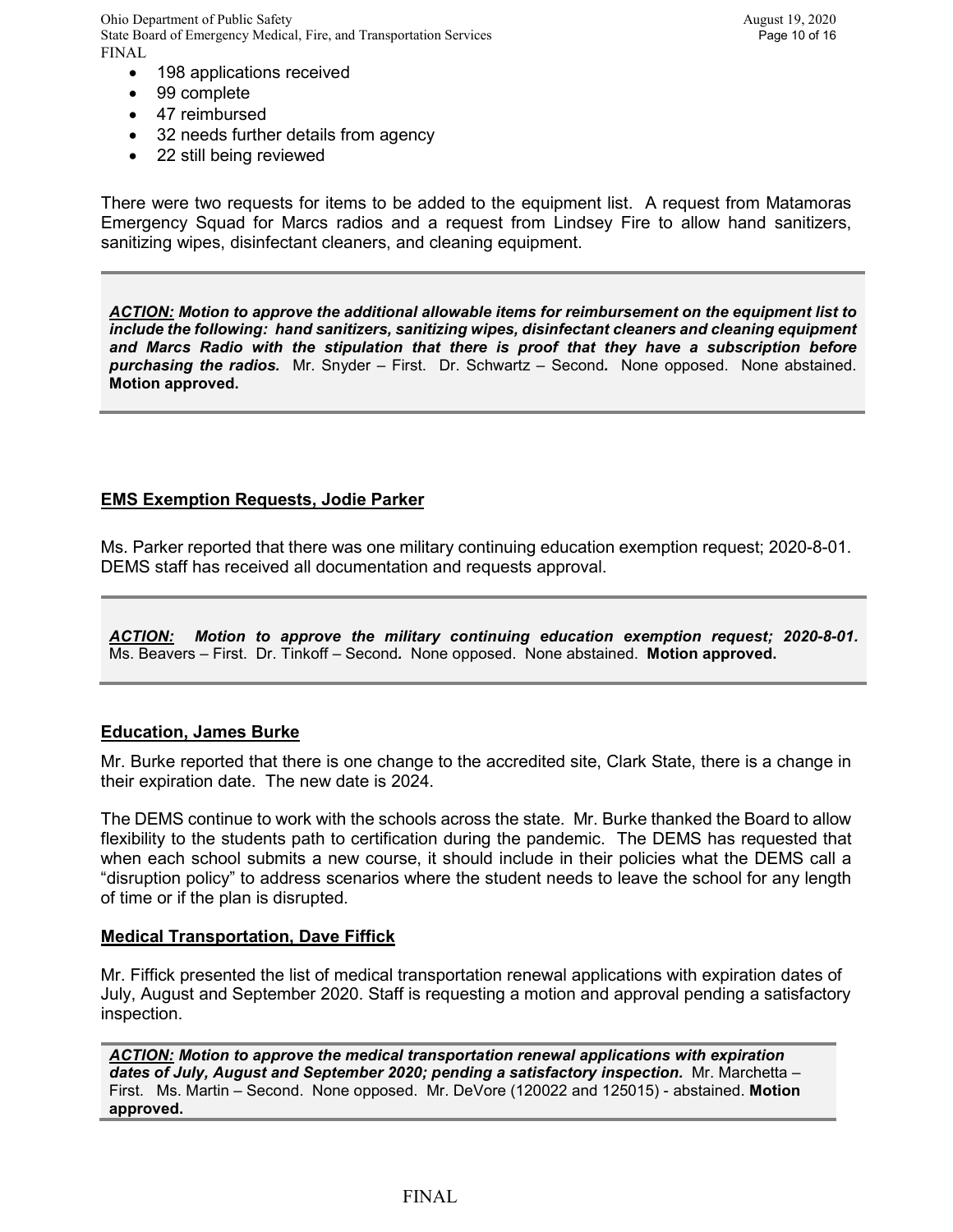- 198 applications received
- 99 complete
- 47 reimbursed
- 32 needs further details from agency
- 22 still being reviewed

There were two requests for items to be added to the equipment list. A request from Matamoras Emergency Squad for Marcs radios and a request from Lindsey Fire to allow hand sanitizers, sanitizing wipes, disinfectant cleaners, and cleaning equipment.

> ***ACTION:* Motion to approve the additional allowable items for reimbursement on the equipment list to include the following: hand sanitizers, sanitizing wipes, disinfectant cleaners and cleaning equipment and Marcs Radio with the stipulation that there is proof that they have a subscription before purchasing the radios.** Mr. Snyder – First. Dr. Schwartz – Second. None opposed. None abstained. **Motion approved.**

## EMS Exemption Requests, Jodie Parker

Ms. Parker reported that there was one military continuing education exemption request; 2020-8-01. DEMS staff has received all documentation and requests approval.

> ***ACTION:* Motion to approve the military continuing education exemption request; 2020-8-01.** Ms. Beavers – First. Dr. Tinkoff – Second. None opposed. None abstained. **Motion approved.**

## Education, James Burke

Mr. Burke reported that there is one change to the accredited site, Clark State, there is a change in their expiration date. The new date is 2024.

The DEMS continue to work with the schools across the state. Mr. Burke thanked the Board to allow flexibility to the students path to certification during the pandemic. The DEMS has requested that when each school submits a new course, it should include in their policies what the DEMS call a "disruption policy" to address scenarios where the student needs to leave the school for any length of time or if the plan is disrupted.

## Medical Transportation, Dave Fiffick

Mr. Fiffick presented the list of medical transportation renewal applications with expiration dates of July, August and September 2020. Staff is requesting a motion and approval pending a satisfactory inspection.

> ***ACTION:* Motion to approve the medical transportation renewal applications with expiration dates of July, August and September 2020; pending a satisfactory inspection.** Mr. Marchetta – First. Ms. Martin – Second. None opposed. Mr. DeVore (120022 and 125015) - abstained. **Motion approved.**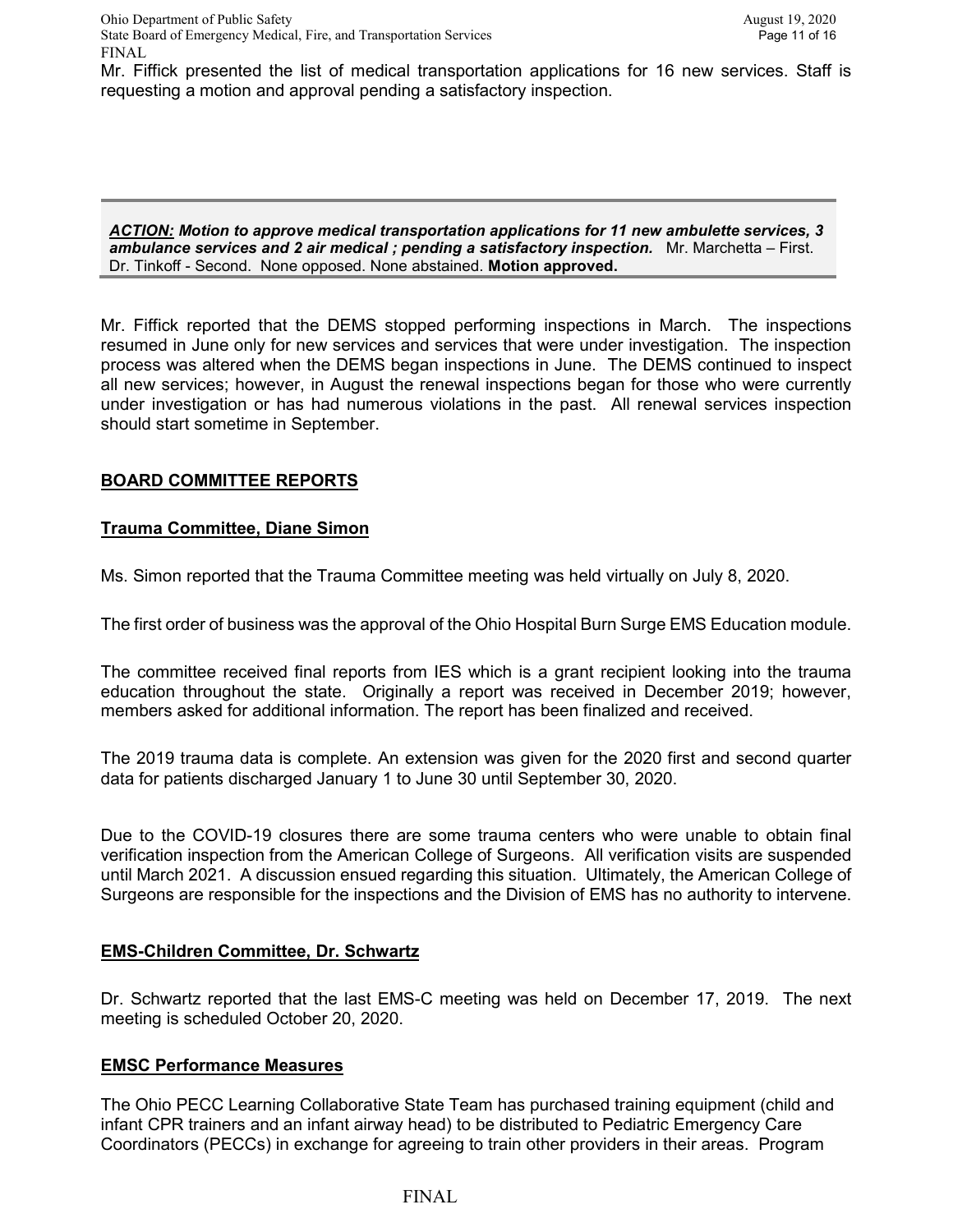Mr. Fiffick presented the list of medical transportation applications for 16 new services. Staff is requesting a motion and approval pending a satisfactory inspection.

***ACTION:* Motion to approve medical transportation applications for 11 new ambulette services, 3 ambulance services and 2 air medical ; pending a satisfactory inspection.** Mr. Marchetta – First. Dr. Tinkoff - Second. None opposed. None abstained. **Motion approved.**

Mr. Fiffick reported that the DEMS stopped performing inspections in March. The inspections resumed in June only for new services and services that were under investigation. The inspection process was altered when the DEMS began inspections in June. The DEMS continued to inspect all new services; however, in August the renewal inspections began for those who were currently under investigation or has had numerous violations in the past. All renewal services inspection should start sometime in September.

## BOARD COMMITTEE REPORTS

### Trauma Committee, Diane Simon

Ms. Simon reported that the Trauma Committee meeting was held virtually on July 8, 2020.

The first order of business was the approval of the Ohio Hospital Burn Surge EMS Education module.

The committee received final reports from IES which is a grant recipient looking into the trauma education throughout the state. Originally a report was received in December 2019; however, members asked for additional information. The report has been finalized and received.

The 2019 trauma data is complete. An extension was given for the 2020 first and second quarter data for patients discharged January 1 to June 30 until September 30, 2020.

Due to the COVID-19 closures there are some trauma centers who were unable to obtain final verification inspection from the American College of Surgeons. All verification visits are suspended until March 2021. A discussion ensued regarding this situation. Ultimately, the American College of Surgeons are responsible for the inspections and the Division of EMS has no authority to intervene.

### EMS-Children Committee, Dr. Schwartz

Dr. Schwartz reported that the last EMS-C meeting was held on December 17, 2019. The next meeting is scheduled October 20, 2020.

### EMSC Performance Measures

The Ohio PECC Learning Collaborative State Team has purchased training equipment (child and infant CPR trainers and an infant airway head) to be distributed to Pediatric Emergency Care Coordinators (PECCs) in exchange for agreeing to train other providers in their areas. Program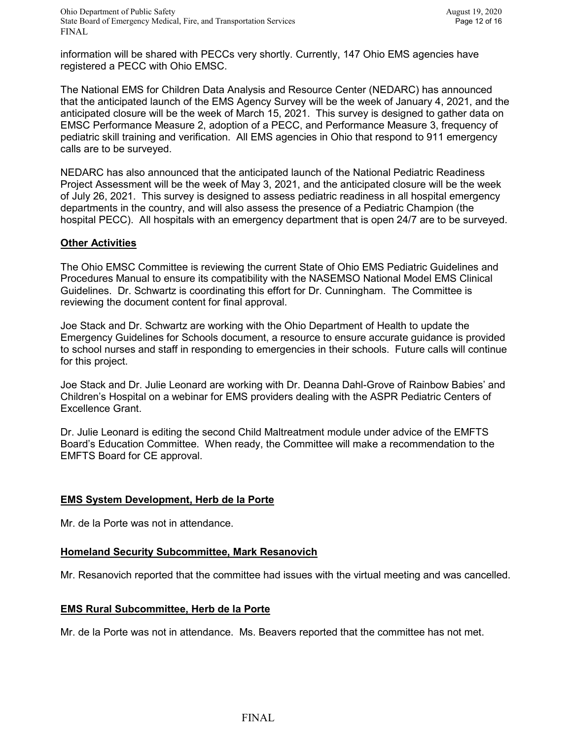information will be shared with PECCs very shortly. Currently, 147 Ohio EMS agencies have registered a PECC with Ohio EMSC.

The National EMS for Children Data Analysis and Resource Center (NEDARC) has announced that the anticipated launch of the EMS Agency Survey will be the week of January 4, 2021, and the anticipated closure will be the week of March 15, 2021. This survey is designed to gather data on EMSC Performance Measure 2, adoption of a PECC, and Performance Measure 3, frequency of pediatric skill training and verification. All EMS agencies in Ohio that respond to 911 emergency calls are to be surveyed.

NEDARC has also announced that the anticipated launch of the National Pediatric Readiness Project Assessment will be the week of May 3, 2021, and the anticipated closure will be the week of July 26, 2021. This survey is designed to assess pediatric readiness in all hospital emergency departments in the country, and will also assess the presence of a Pediatric Champion (the hospital PECC). All hospitals with an emergency department that is open 24/7 are to be surveyed.

**Other Activities**

The Ohio EMSC Committee is reviewing the current State of Ohio EMS Pediatric Guidelines and Procedures Manual to ensure its compatibility with the NASEMSO National Model EMS Clinical Guidelines. Dr. Schwartz is coordinating this effort for Dr. Cunningham. The Committee is reviewing the document content for final approval.

Joe Stack and Dr. Schwartz are working with the Ohio Department of Health to update the Emergency Guidelines for Schools document, a resource to ensure accurate guidance is provided to school nurses and staff in responding to emergencies in their schools. Future calls will continue for this project.

Joe Stack and Dr. Julie Leonard are working with Dr. Deanna Dahl-Grove of Rainbow Babies' and Children's Hospital on a webinar for EMS providers dealing with the ASPR Pediatric Centers of Excellence Grant.

Dr. Julie Leonard is editing the second Child Maltreatment module under advice of the EMFTS Board's Education Committee. When ready, the Committee will make a recommendation to the EMFTS Board for CE approval.

**EMS System Development, Herb de la Porte**

Mr. de la Porte was not in attendance.

**Homeland Security Subcommittee, Mark Resanovich**

Mr. Resanovich reported that the committee had issues with the virtual meeting and was cancelled.

**EMS Rural Subcommittee, Herb de la Porte**

Mr. de la Porte was not in attendance. Ms. Beavers reported that the committee has not met.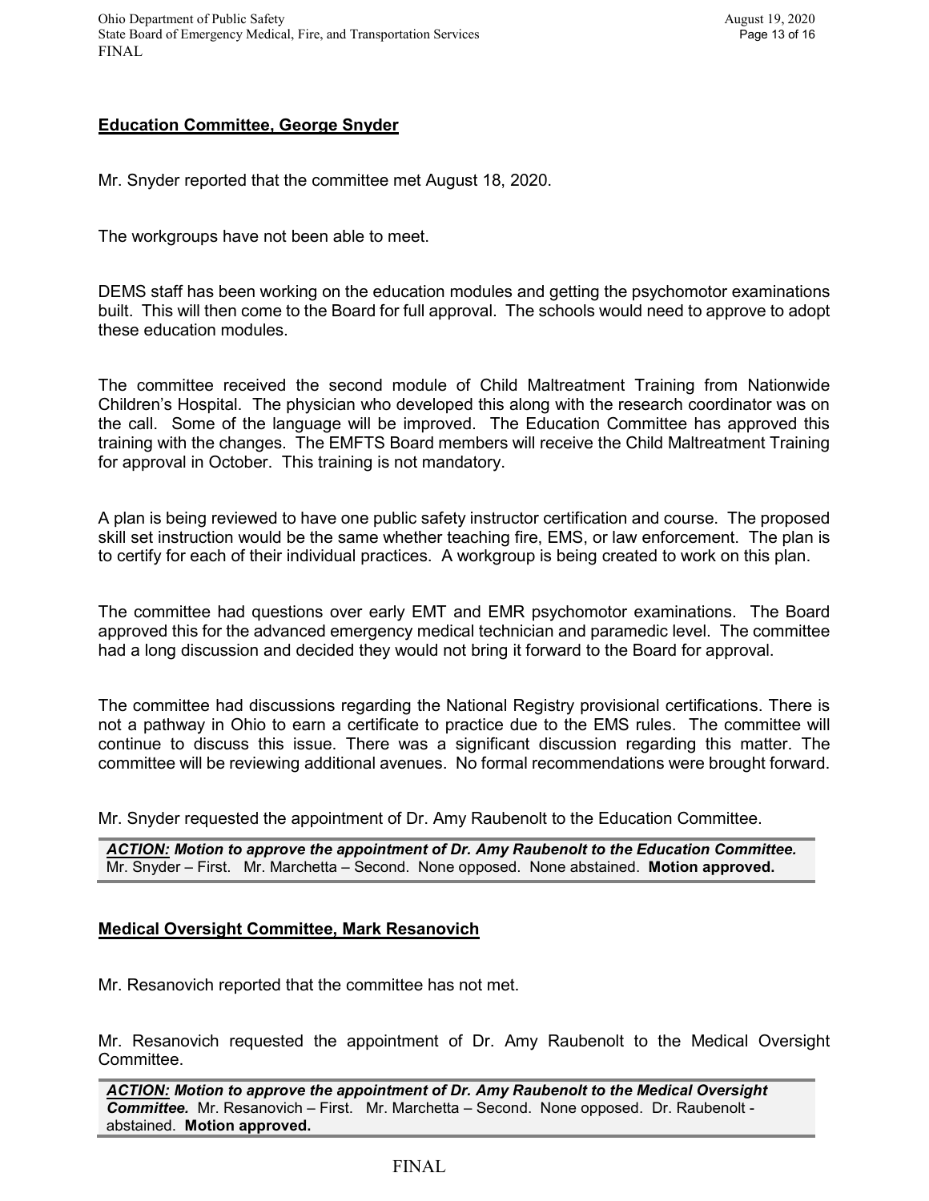## Education Committee, George Snyder

Mr. Snyder reported that the committee met August 18, 2020.

The workgroups have not been able to meet.

DEMS staff has been working on the education modules and getting the psychomotor examinations built. This will then come to the Board for full approval. The schools would need to approve to adopt these education modules.

The committee received the second module of Child Maltreatment Training from Nationwide Children's Hospital. The physician who developed this along with the research coordinator was on the call. Some of the language will be improved. The Education Committee has approved this training with the changes. The EMFTS Board members will receive the Child Maltreatment Training for approval in October. This training is not mandatory.

A plan is being reviewed to have one public safety instructor certification and course. The proposed skill set instruction would be the same whether teaching fire, EMS, or law enforcement. The plan is to certify for each of their individual practices. A workgroup is being created to work on this plan.

The committee had questions over early EMT and EMR psychomotor examinations. The Board approved this for the advanced emergency medical technician and paramedic level. The committee had a long discussion and decided they would not bring it forward to the Board for approval.

The committee had discussions regarding the National Registry provisional certifications. There is not a pathway in Ohio to earn a certificate to practice due to the EMS rules. The committee will continue to discuss this issue. There was a significant discussion regarding this matter. The committee will be reviewing additional avenues. No formal recommendations were brought forward.

Mr. Snyder requested the appointment of Dr. Amy Raubenolt to the Education Committee.

> ***ACTION:*** ***Motion to approve the appointment of Dr. Amy Raubenolt to the Education Committee.*** Mr. Snyder – First. Mr. Marchetta – Second. None opposed. None abstained. **Motion approved.**

## Medical Oversight Committee, Mark Resanovich

Mr. Resanovich reported that the committee has not met.

Mr. Resanovich requested the appointment of Dr. Amy Raubenolt to the Medical Oversight Committee.

> ***ACTION:*** ***Motion to approve the appointment of Dr. Amy Raubenolt to the Medical Oversight Committee.*** Mr. Resanovich – First. Mr. Marchetta – Second. None opposed. Dr. Raubenolt - abstained. **Motion approved.**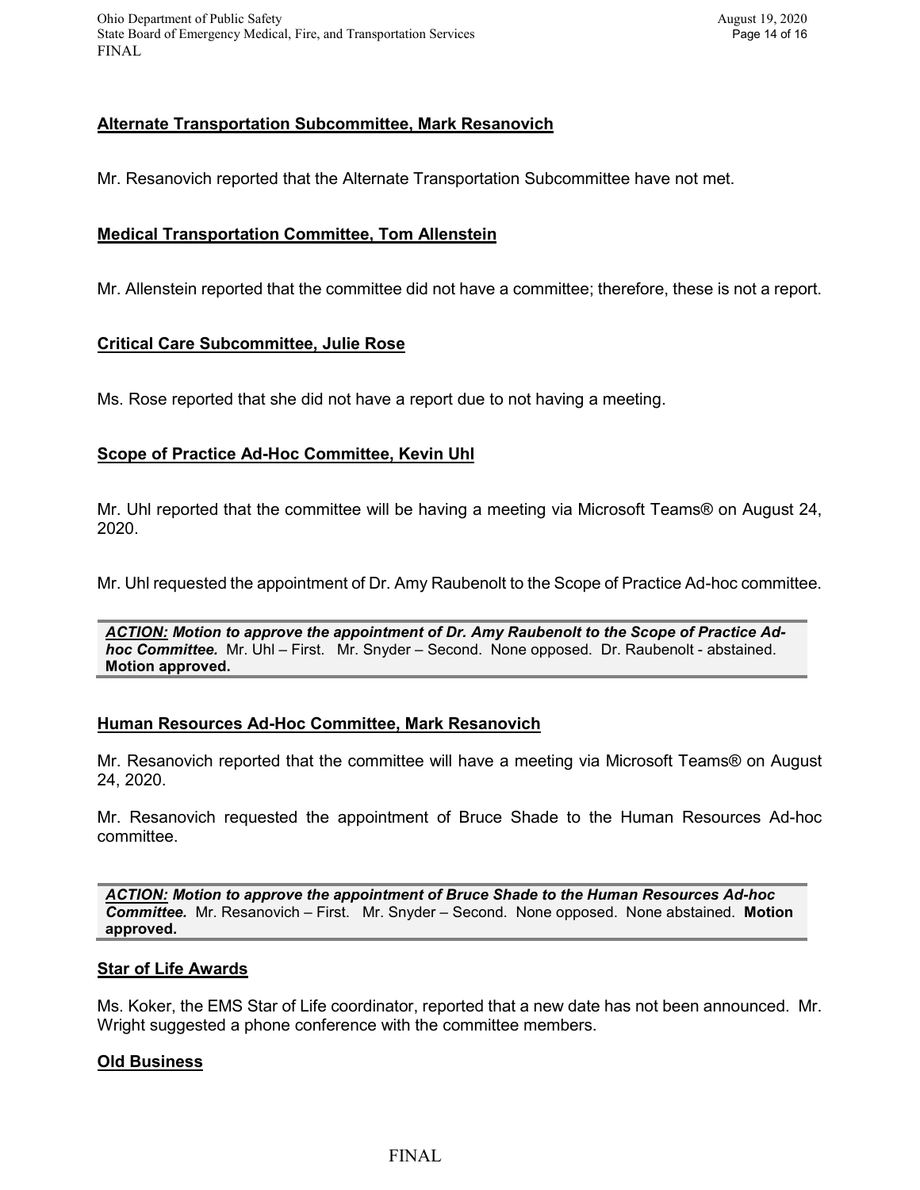**Alternate Transportation Subcommittee, Mark Resanovich**

Mr. Resanovich reported that the Alternate Transportation Subcommittee have not met.

**Medical Transportation Committee, Tom Allenstein**

Mr. Allenstein reported that the committee did not have a committee; therefore, these is not a report.

**Critical Care Subcommittee, Julie Rose**

Ms. Rose reported that she did not have a report due to not having a meeting.

**Scope of Practice Ad-Hoc Committee, Kevin Uhl**

Mr. Uhl reported that the committee will be having a meeting via Microsoft Teams® on August 24, 2020.

Mr. Uhl requested the appointment of Dr. Amy Raubenolt to the Scope of Practice Ad-hoc committee.

***ACTION:* *Motion to approve the appointment of Dr. Amy Raubenolt to the Scope of Practice Ad-hoc Committee.*** Mr. Uhl – First. Mr. Snyder – Second. None opposed. Dr. Raubenolt - abstained. **Motion approved.**

**Human Resources Ad-Hoc Committee, Mark Resanovich**

Mr. Resanovich reported that the committee will have a meeting via Microsoft Teams® on August 24, 2020.

Mr. Resanovich requested the appointment of Bruce Shade to the Human Resources Ad-hoc committee.

***ACTION:* *Motion to approve the appointment of Bruce Shade to the Human Resources Ad-hoc Committee.*** Mr. Resanovich – First. Mr. Snyder – Second. None opposed. None abstained. **Motion approved.**

**Star of Life Awards**

Ms. Koker, the EMS Star of Life coordinator, reported that a new date has not been announced. Mr. Wright suggested a phone conference with the committee members.

**Old Business**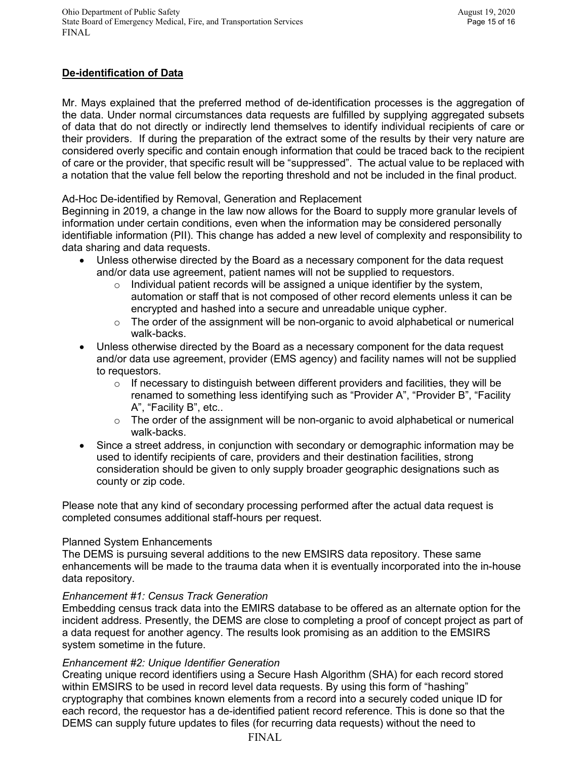## De-identification of Data

Mr. Mays explained that the preferred method of de-identification processes is the aggregation of the data. Under normal circumstances data requests are fulfilled by supplying aggregated subsets of data that do not directly or indirectly lend themselves to identify individual recipients of care or their providers. If during the preparation of the extract some of the results by their very nature are considered overly specific and contain enough information that could be traced back to the recipient of care or the provider, that specific result will be "suppressed". The actual value to be replaced with a notation that the value fell below the reporting threshold and not be included in the final product.

Ad-Hoc De-identified by Removal, Generation and Replacement

Beginning in 2019, a change in the law now allows for the Board to supply more granular levels of information under certain conditions, even when the information may be considered personally identifiable information (PII). This change has added a new level of complexity and responsibility to data sharing and data requests.

- Unless otherwise directed by the Board as a necessary component for the data request and/or data use agreement, patient names will not be supplied to requestors.
  - Individual patient records will be assigned a unique identifier by the system, automation or staff that is not composed of other record elements unless it can be encrypted and hashed into a secure and unreadable unique cypher.
  - The order of the assignment will be non-organic to avoid alphabetical or numerical walk-backs.
- Unless otherwise directed by the Board as a necessary component for the data request and/or data use agreement, provider (EMS agency) and facility names will not be supplied to requestors.
  - If necessary to distinguish between different providers and facilities, they will be renamed to something less identifying such as "Provider A", "Provider B", "Facility A", "Facility B", etc..
  - The order of the assignment will be non-organic to avoid alphabetical or numerical walk-backs.
- Since a street address, in conjunction with secondary or demographic information may be used to identify recipients of care, providers and their destination facilities, strong consideration should be given to only supply broader geographic designations such as county or zip code.

Please note that any kind of secondary processing performed after the actual data request is completed consumes additional staff-hours per request.

Planned System Enhancements

The DEMS is pursuing several additions to the new EMSIRS data repository. These same enhancements will be made to the trauma data when it is eventually incorporated into the in-house data repository.

*Enhancement #1: Census Track Generation*

Embedding census track data into the EMIRS database to be offered as an alternate option for the incident address. Presently, the DEMS are close to completing a proof of concept project as part of a data request for another agency. The results look promising as an addition to the EMSIRS system sometime in the future.

*Enhancement #2: Unique Identifier Generation*

Creating unique record identifiers using a Secure Hash Algorithm (SHA) for each record stored within EMSIRS to be used in record level data requests. By using this form of "hashing" cryptography that combines known elements from a record into a securely coded unique ID for each record, the requestor has a de-identified patient record reference. This is done so that the DEMS can supply future updates to files (for recurring data requests) without the need to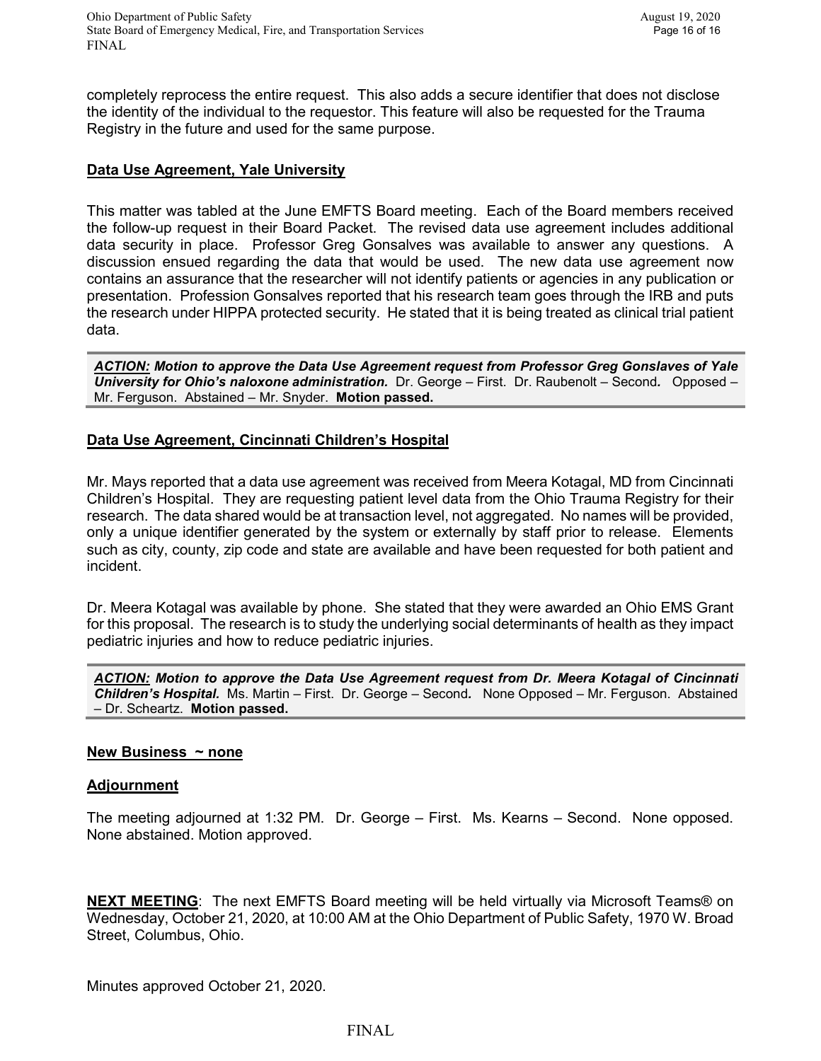completely reprocess the entire request. This also adds a secure identifier that does not disclose the identity of the individual to the requestor. This feature will also be requested for the Trauma Registry in the future and used for the same purpose.

**Data Use Agreement, Yale University**

This matter was tabled at the June EMFTS Board meeting. Each of the Board members received the follow-up request in their Board Packet. The revised data use agreement includes additional data security in place. Professor Greg Gonsalves was available to answer any questions. A discussion ensued regarding the data that would be used. The new data use agreement now contains an assurance that the researcher will not identify patients or agencies in any publication or presentation. Profession Gonsalves reported that his research team goes through the IRB and puts the research under HIPPA protected security. He stated that it is being treated as clinical trial patient data.

> ***ACTION:*** ***Motion to approve the Data Use Agreement request from Professor Greg Gonslaves of Yale University for Ohio's naloxone administration.*** Dr. George – First. Dr. Raubenolt – Second***.*** Opposed – Mr. Ferguson. Abstained – Mr. Snyder. **Motion passed.**

**Data Use Agreement, Cincinnati Children's Hospital**

Mr. Mays reported that a data use agreement was received from Meera Kotagal, MD from Cincinnati Children's Hospital. They are requesting patient level data from the Ohio Trauma Registry for their research. The data shared would be at transaction level, not aggregated. No names will be provided, only a unique identifier generated by the system or externally by staff prior to release. Elements such as city, county, zip code and state are available and have been requested for both patient and incident.

Dr. Meera Kotagal was available by phone. She stated that they were awarded an Ohio EMS Grant for this proposal. The research is to study the underlying social determinants of health as they impact pediatric injuries and how to reduce pediatric injuries.

> ***ACTION:*** ***Motion to approve the Data Use Agreement request from Dr. Meera Kotagal of Cincinnati Children's Hospital.*** Ms. Martin – First. Dr. George – Second***.*** None Opposed – Mr. Ferguson. Abstained – Dr. Scheartz. **Motion passed.**

**New Business ~ none**

**Adjournment**

The meeting adjourned at 1:32 PM. Dr. George – First. Ms. Kearns – Second. None opposed. None abstained. Motion approved.

**NEXT MEETING**: The next EMFTS Board meeting will be held virtually via Microsoft Teams® on Wednesday, October 21, 2020, at 10:00 AM at the Ohio Department of Public Safety, 1970 W. Broad Street, Columbus, Ohio.

Minutes approved October 21, 2020.